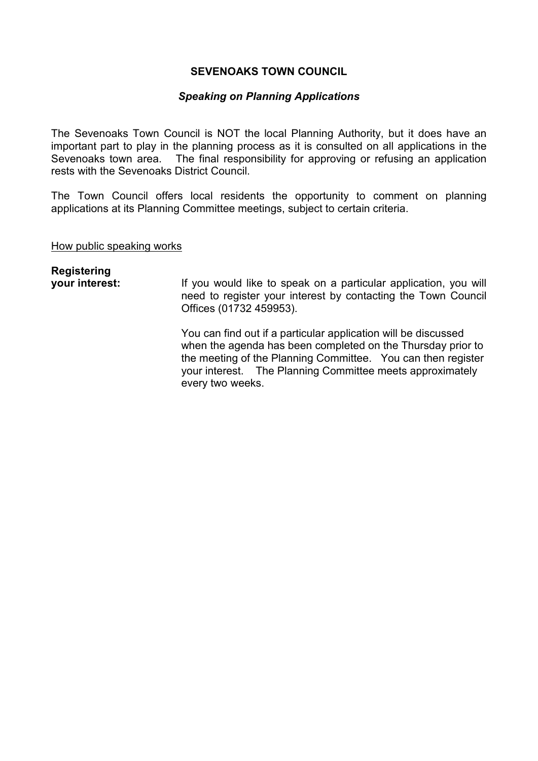# SEVENOAKS TOWN COUNCIL

## *Speaking on Planning Applications*

The Sevenoaks Town Council is NOT the local Planning Authority, but it does have an important part to play in the planning process as it is consulted on all applications in the Sevenoaks town area. The final responsibility for approving or refusing an application rests with the Sevenoaks District Council.

The Town Council offers local residents the opportunity to comment on planning applications at its Planning Committee meetings, subject to certain criteria.

<u>How public speaking works</u>

**Registering your interest:**

If you would like to speak on a particular application, you will need to register your interest by contacting the Town Council Offices (01732 459953).

You can find out if a particular application will be discussed when the agenda has been completed on the Thursday prior to the meeting of the Planning Committee. You can then register your interest. The Planning Committee meets approximately every two weeks.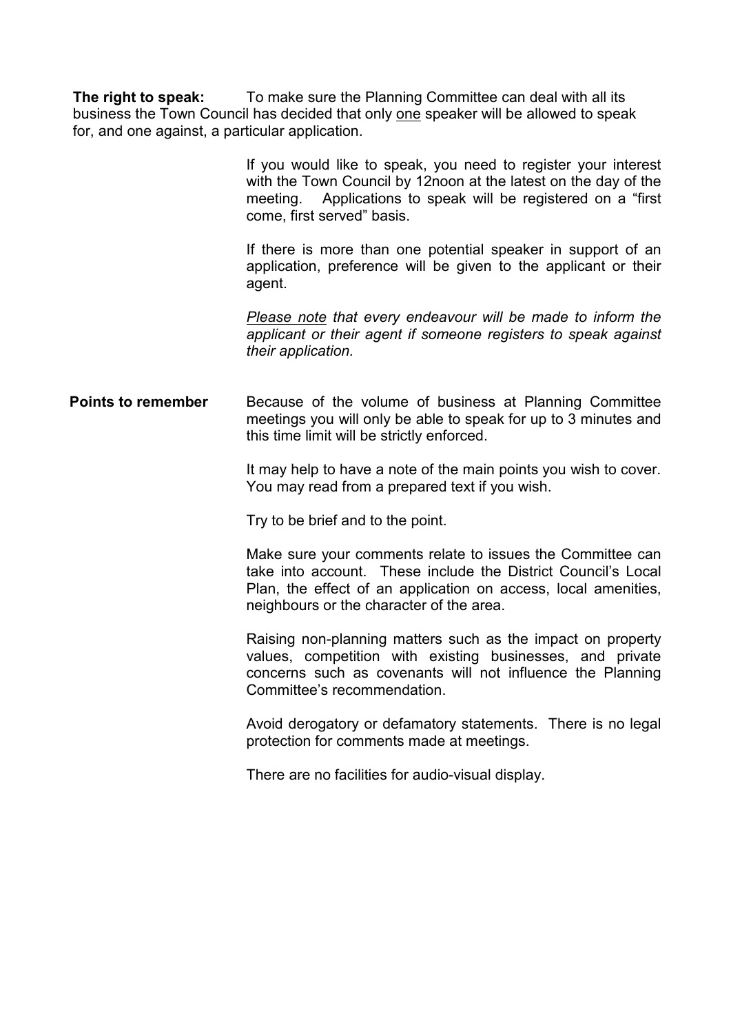**The right to speak:** To make sure the Planning Committee can deal with all its business the Town Council has decided that only <u>one</u> speaker will be allowed to speak for, and one against, a particular application.

If you would like to speak, you need to register your interest with the Town Council by 12noon at the latest on the day of the meeting. Applications to speak will be registered on a "first come, first served" basis.

If there is more than one potential speaker in support of an application, preference will be given to the applicant or their agent.

*<u>Please note</u> that every endeavour will be made to inform the applicant or their agent if someone registers to speak against their application.*

**Points to remember**

Because of the volume of business at Planning Committee meetings you will only be able to speak for up to 3 minutes and this time limit will be strictly enforced.

It may help to have a note of the main points you wish to cover. You may read from a prepared text if you wish.

Try to be brief and to the point.

Make sure your comments relate to issues the Committee can take into account. These include the District Council's Local Plan, the effect of an application on access, local amenities, neighbours or the character of the area.

Raising non-planning matters such as the impact on property values, competition with existing businesses, and private concerns such as covenants will not influence the Planning Committee's recommendation.

Avoid derogatory or defamatory statements. There is no legal protection for comments made at meetings.

There are no facilities for audio-visual display.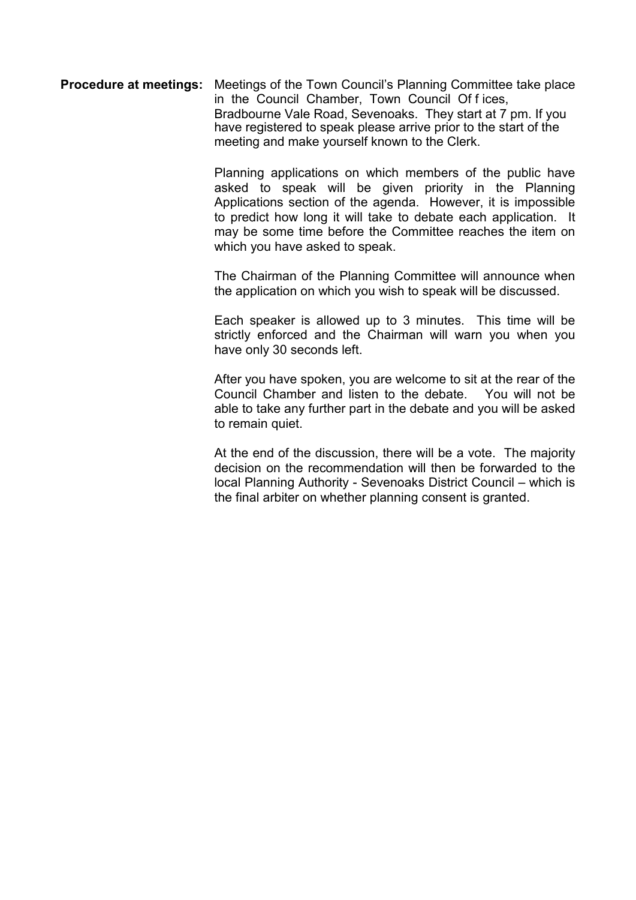**Procedure at meetings:** Meetings of the Town Council's Planning Committee take place in the Council Chamber, Town Council Offices, Bradbourne Vale Road, Sevenoaks. They start at 7 pm. If you have registered to speak please arrive prior to the start of the meeting and make yourself known to the Clerk.

Planning applications on which members of the public have asked to speak will be given priority in the Planning Applications section of the agenda. However, it is impossible to predict how long it will take to debate each application. It may be some time before the Committee reaches the item on which you have asked to speak.

The Chairman of the Planning Committee will announce when the application on which you wish to speak will be discussed.

Each speaker is allowed up to 3 minutes. This time will be strictly enforced and the Chairman will warn you when you have only 30 seconds left.

After you have spoken, you are welcome to sit at the rear of the Council Chamber and listen to the debate. You will not be able to take any further part in the debate and you will be asked to remain quiet.

At the end of the discussion, there will be a vote. The majority decision on the recommendation will then be forwarded to the local Planning Authority - Sevenoaks District Council – which is the final arbiter on whether planning consent is granted.